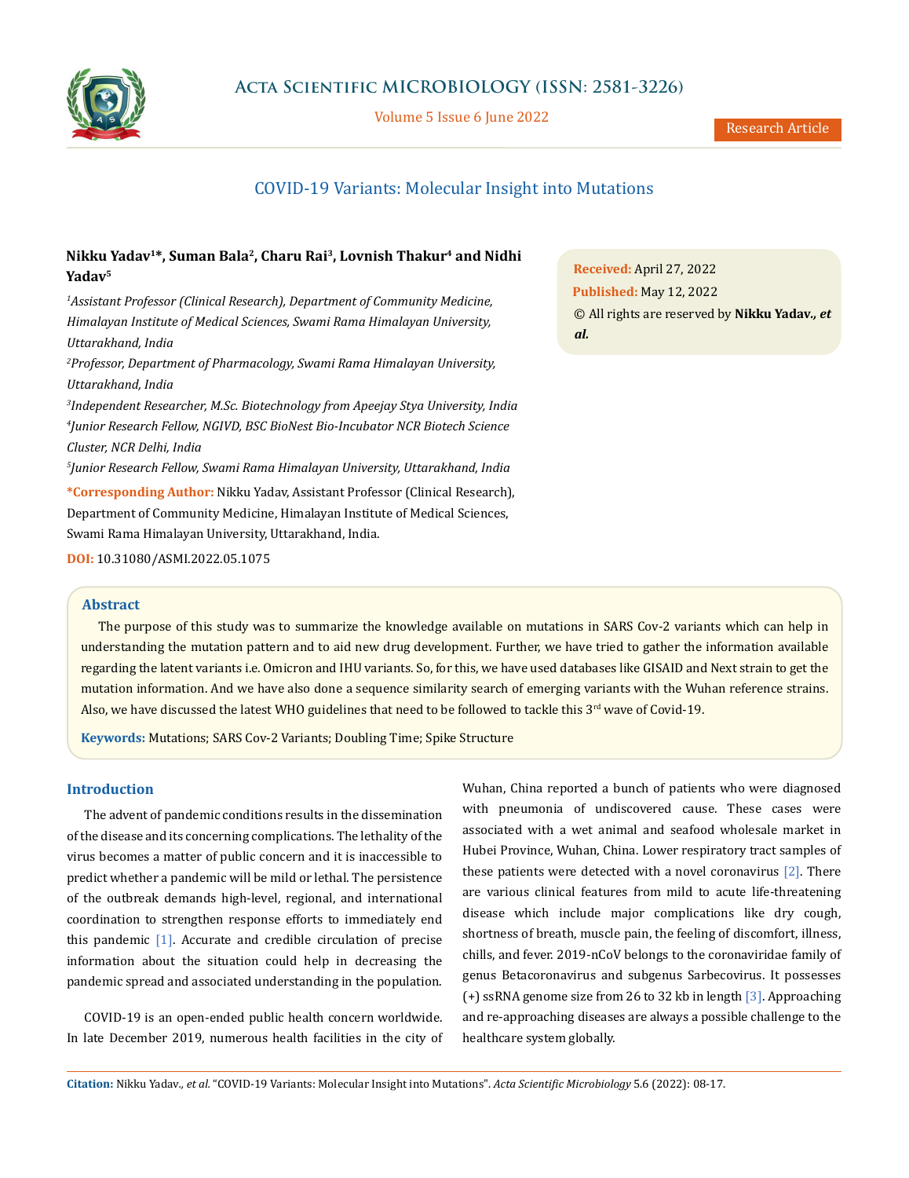# COVID-19 Variants: Molecular Insight into Mutations

**Nikku Yadav[1]*, Suman Bala[2], Charu Rai[3], Lovnish Thakur[4] and Nidhi Yadav[5]**

[1]*Assistant Professor (Clinical Research), Department of Community Medicine, Himalayan Institute of Medical Sciences, Swami Rama Himalayan University, Uttarakhand, India*

[2]*Professor, Department of Pharmacology, Swami Rama Himalayan University, Uttarakhand, India*

[3]*Independent Researcher, M.Sc. Biotechnology from Apeejay Stya University, India*

[4]*Junior Research Fellow, NGIVD, BSC BioNest Bio-Incubator NCR Biotech Science Cluster, NCR Delhi, India*

[5]*Junior Research Fellow, Swami Rama Himalayan University, Uttarakhand, India*

**\*Corresponding Author:** Nikku Yadav, Assistant Professor (Clinical Research), Department of Community Medicine, Himalayan Institute of Medical Sciences, Swami Rama Himalayan University, Uttarakhand, India.

**DOI:** 10.31080/ASMI.2022.05.1075

**Received:** April 27, 2022
**Published:** May 12, 2022
© All rights are reserved by **Nikku Yadav., *et al.***

## Abstract

The purpose of this study was to summarize the knowledge available on mutations in SARS Cov-2 variants which can help in understanding the mutation pattern and to aid new drug development. Further, we have tried to gather the information available regarding the latent variants i.e. Omicron and IHU variants. So, for this, we have used databases like GISAID and Next strain to get the mutation information. And we have also done a sequence similarity search of emerging variants with the Wuhan reference strains. Also, we have discussed the latest WHO guidelines that need to be followed to tackle this 3rd wave of Covid-19.

**Keywords:** Mutations; SARS Cov-2 Variants; Doubling Time; Spike Structure

## Introduction

The advent of pandemic conditions results in the dissemination of the disease and its concerning complications. The lethality of the virus becomes a matter of public concern and it is inaccessible to predict whether a pandemic will be mild or lethal. The persistence of the outbreak demands high-level, regional, and international coordination to strengthen response efforts to immediately end this pandemic [1]. Accurate and credible circulation of precise information about the situation could help in decreasing the pandemic spread and associated understanding in the population.

COVID-19 is an open-ended public health concern worldwide. In late December 2019, numerous health facilities in the city of Wuhan, China reported a bunch of patients who were diagnosed with pneumonia of undiscovered cause. These cases were associated with a wet animal and seafood wholesale market in Hubei Province, Wuhan, China. Lower respiratory tract samples of these patients were detected with a novel coronavirus [2]. There are various clinical features from mild to acute life-threatening disease which include major complications like dry cough, shortness of breath, muscle pain, the feeling of discomfort, illness, chills, and fever. 2019-nCoV belongs to the coronaviridae family of genus Betacoronavirus and subgenus Sarbecovirus. It possesses (+) ssRNA genome size from 26 to 32 kb in length [3]. Approaching and re-approaching diseases are always a possible challenge to the healthcare system globally.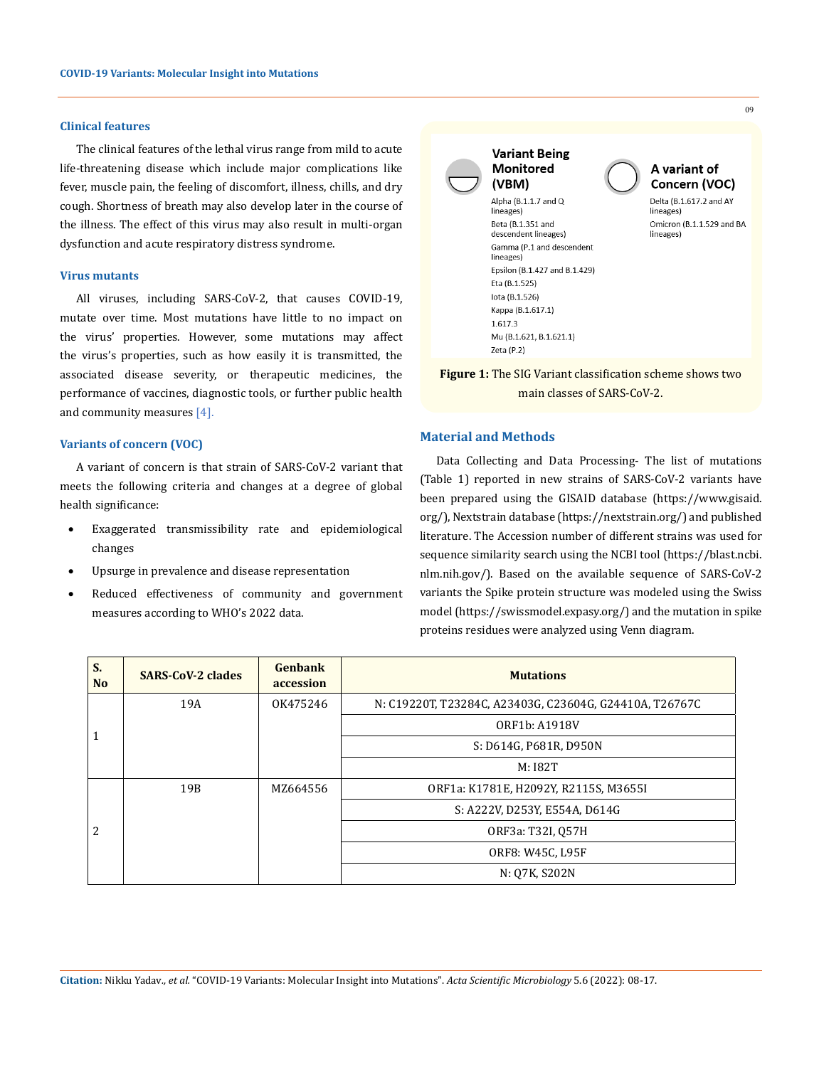### Clinical features

The clinical features of the lethal virus range from mild to acute life-threatening disease which include major complications like fever, muscle pain, the feeling of discomfort, illness, chills, and dry cough. Shortness of breath may also develop later in the course of the illness. The effect of this virus may also result in multi-organ dysfunction and acute respiratory distress syndrome.

### Virus mutants

All viruses, including SARS-CoV-2, that causes COVID-19, mutate over time. Most mutations have little to no impact on the virus' properties. However, some mutations may affect the virus's properties, such as how easily it is transmitted, the associated disease severity, or therapeutic medicines, the performance of vaccines, diagnostic tools, or further public health and community measures [4].

### Variants of concern (VOC)

A variant of concern is that strain of SARS-CoV-2 variant that meets the following criteria and changes at a degree of global health significance:

- Exaggerated transmissibility rate and epidemiological changes
- Upsurge in prevalence and disease representation
- Reduced effectiveness of community and government measures according to WHO's 2022 data.

**Variant Being Monitored (VBM)**

Alpha (B.1.1.7 and Q lineages)
Beta (B.1.351 and descendent lineages)
Gamma (P.1 and descendent lineages)
Epsilon (B.1.427 and B.1.429)
Eta (B.1.525)
Iota (B.1.526)
Kappa (B.1.617.1)
1.617.3
Mu (B.1.621, B.1.621.1)
Zeta (P.2)

**A variant of Concern (VOC)**

Delta (B.1.617.2 and AY lineages)
Omicron (B.1.1.529 and BA lineages)

**Figure 1:** The SIG Variant classification scheme shows two main classes of SARS-CoV-2.

### Material and Methods

Data Collecting and Data Processing- The list of mutations (Table 1) reported in new strains of SARS-CoV-2 variants have been prepared using the GISAID database (https://www.gisaid.org/), Nextstrain database (https://nextstrain.org/) and published literature. The Accession number of different strains was used for sequence similarity search using the NCBI tool (https://blast.ncbi.nlm.nih.gov/). Based on the available sequence of SARS-CoV-2 variants the Spike protein structure was modeled using the Swiss model (https://swissmodel.expasy.org/) and the mutation in spike proteins residues were analyzed using Venn diagram.

| S. No | SARS-CoV-2 clades | Genbank accession | Mutations |
|---|---|---|---|
| 1 | 19A | OK475246 | N: C19220T, T23284C, A23403G, C23604G, G24410A, T26767C |
| | | | ORF1b: A1918V |
| | | | S: D614G, P681R, D950N |
| | | | M: I82T |
| 2 | 19B | MZ664556 | ORF1a: K1781E, H2092Y, R2115S, M3655I |
| | | | S: A222V, D253Y, E554A, D614G |
| | | | ORF3a: T32I, Q57H |
| | | | ORF8: W45C, L95F |
| | | | N: Q7K, S202N |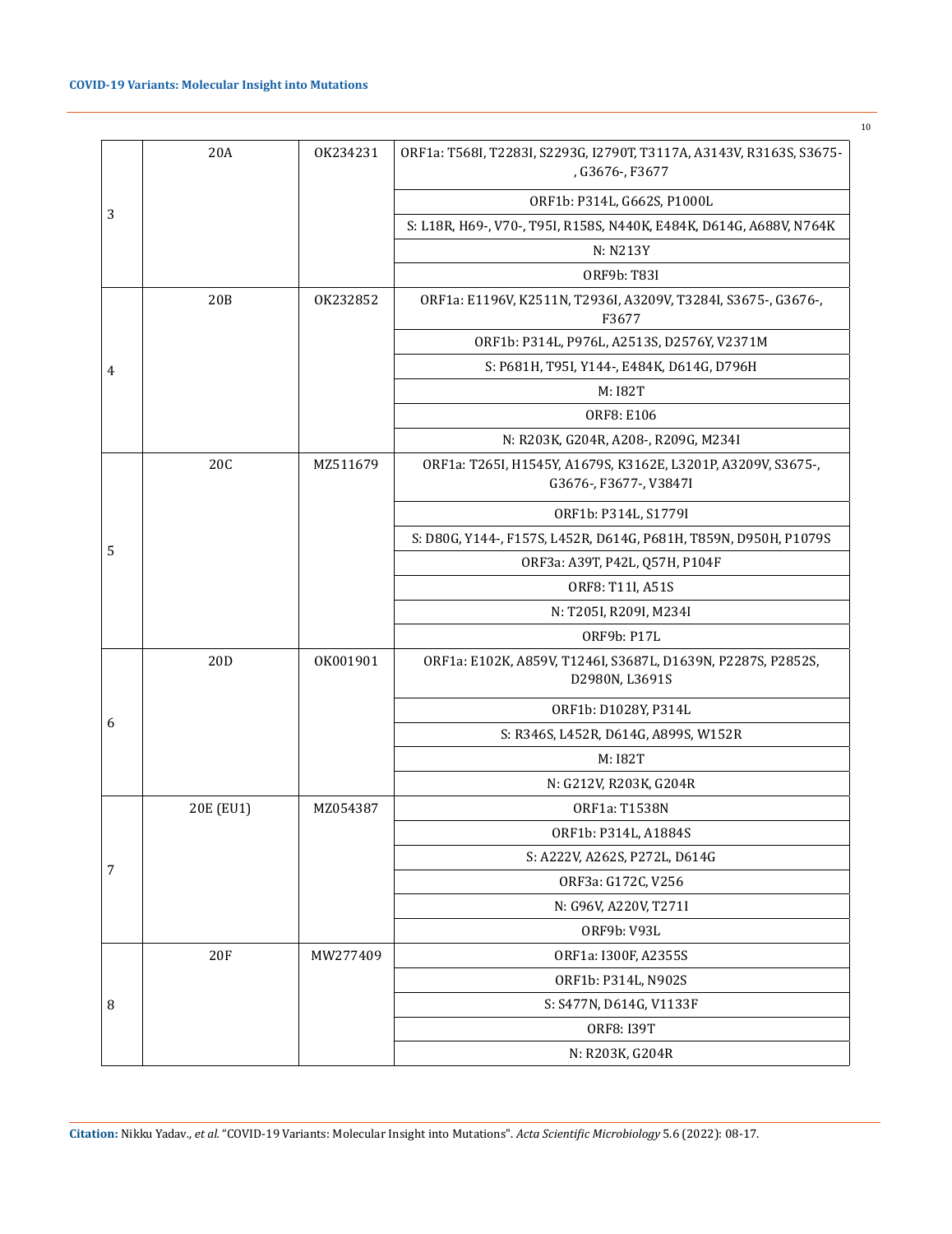| 3 | 20A | OK234231 | ORF1a: T568I, T2283I, S2293G, I2790T, T3117A, A3143V, R3163S, S3675-, G3676-, F3677 |
|---|---|---|---|
| | | | ORF1b: P314L, G662S, P1000L |
| | | | S: L18R, H69-, V70-, T95I, R158S, N440K, E484K, D614G, A688V, N764K |
| | | | N: N213Y |
| | | | ORF9b: T83I |
| 4 | 20B | OK232852 | ORF1a: E1196V, K2511N, T2936I, A3209V, T3284I, S3675-, G3676-, F3677 |
| | | | ORF1b: P314L, P976L, A2513S, D2576Y, V2371M |
| | | | S: P681H, T95I, Y144-, E484K, D614G, D796H |
| | | | M: I82T |
| | | | ORF8: E106 |
| | | | N: R203K, G204R, A208-, R209G, M234I |
| 5 | 20C | MZ511679 | ORF1a: T265I, H1545Y, A1679S, K3162E, L3201P, A3209V, S3675-, G3676-, F3677-, V3847I |
| | | | ORF1b: P314L, S1779I |
| | | | S: D80G, Y144-, F157S, L452R, D614G, P681H, T859N, D950H, P1079S |
| | | | ORF3a: A39T, P42L, Q57H, P104F |
| | | | ORF8: T11I, A51S |
| | | | N: T205I, R209I, M234I |
| | | | ORF9b: P17L |
| 6 | 20D | OK001901 | ORF1a: E102K, A859V, T1246I, S3687L, D1639N, P2287S, P2852S, D2980N, L3691S |
| | | | ORF1b: D1028Y, P314L |
| | | | S: R346S, L452R, D614G, A899S, W152R |
| | | | M: I82T |
| | | | N: G212V, R203K, G204R |
| 7 | 20E (EU1) | MZ054387 | ORF1a: T1538N |
| | | | ORF1b: P314L, A1884S |
| | | | S: A222V, A262S, P272L, D614G |
| | | | ORF3a: G172C, V256 |
| | | | N: G96V, A220V, T271I |
| | | | ORF9b: V93L |
| 8 | 20F | MW277409 | ORF1a: I300F, A2355S |
| | | | ORF1b: P314L, N902S |
| | | | S: S477N, D614G, V1133F |
| | | | ORF8: I39T |
| | | | N: R203K, G204R |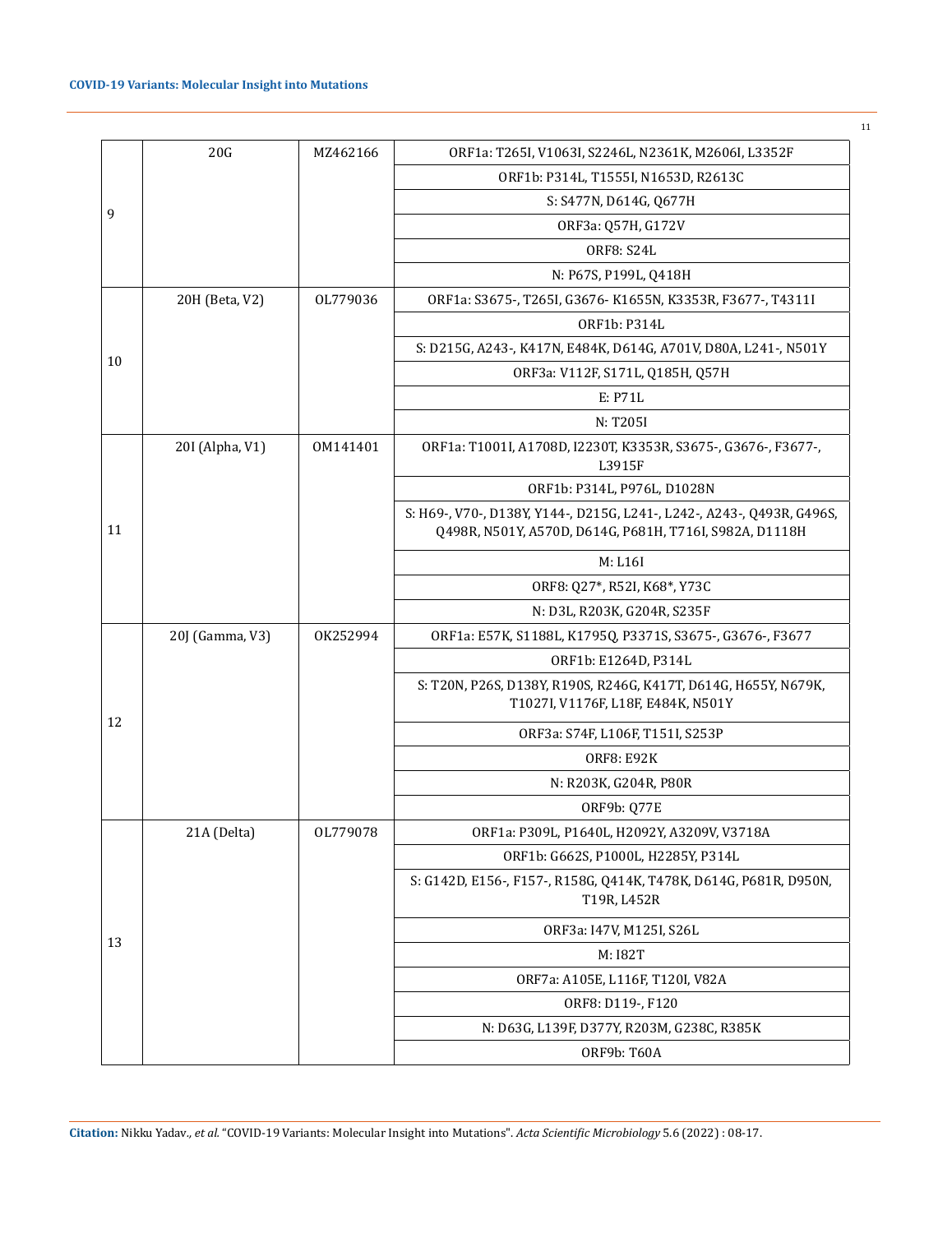| 9 | 20G | MZ462166 | ORF1a: T265I, V1063I, S2246L, N2361K, M2606I, L3352F |
|---|---|---|---|
| | | | ORF1b: P314L, T1555I, N1653D, R2613C |
| | | | S: S477N, D614G, Q677H |
| | | | ORF3a: Q57H, G172V |
| | | | ORF8: S24L |
| | | | N: P67S, P199L, Q418H |
| 10 | 20H (Beta, V2) | OL779036 | ORF1a: S3675-, T265I, G3676- K1655N, K3353R, F3677-, T4311I |
| | | | ORF1b: P314L |
| | | | S: D215G, A243-, K417N, E484K, D614G, A701V, D80A, L241-, N501Y |
| | | | ORF3a: V112F, S171L, Q185H, Q57H |
| | | | E: P71L |
| | | | N: T205I |
| 11 | 20I (Alpha, V1) | OM141401 | ORF1a: T1001I, A1708D, I2230T, K3353R, S3675-, G3676-, F3677-, L3915F |
| | | | ORF1b: P314L, P976L, D1028N |
| | | | S: H69-, V70-, D138Y, Y144-, D215G, L241-, L242-, A243-, Q493R, G496S, Q498R, N501Y, A570D, D614G, P681H, T716I, S982A, D1118H |
| | | | M: L16I |
| | | | ORF8: Q27*, R52I, K68*, Y73C |
| | | | N: D3L, R203K, G204R, S235F |
| 12 | 20J (Gamma, V3) | OK252994 | ORF1a: E57K, S1188L, K1795Q, P3371S, S3675-, G3676-, F3677 |
| | | | ORF1b: E1264D, P314L |
| | | | S: T20N, P26S, D138Y, R190S, R246G, K417T, D614G, H655Y, N679K, T1027I, V1176F, L18F, E484K, N501Y |
| | | | ORF3a: S74F, L106F, T151I, S253P |
| | | | ORF8: E92K |
| | | | N: R203K, G204R, P80R |
| | | | ORF9b: Q77E |
| 13 | 21A (Delta) | OL779078 | ORF1a: P309L, P1640L, H2092Y, A3209V, V3718A |
| | | | ORF1b: G662S, P1000L, H2285Y, P314L |
| | | | S: G142D, E156-, F157-, R158G, Q414K, T478K, D614G, P681R, D950N, T19R, L452R |
| | | | ORF3a: I47V, M125I, S26L |
| | | | M: I82T |
| | | | ORF7a: A105E, L116F, T120I, V82A |
| | | | ORF8: D119-, F120 |
| | | | N: D63G, L139F, D377Y, R203M, G238C, R385K |
| | | | ORF9b: T60A |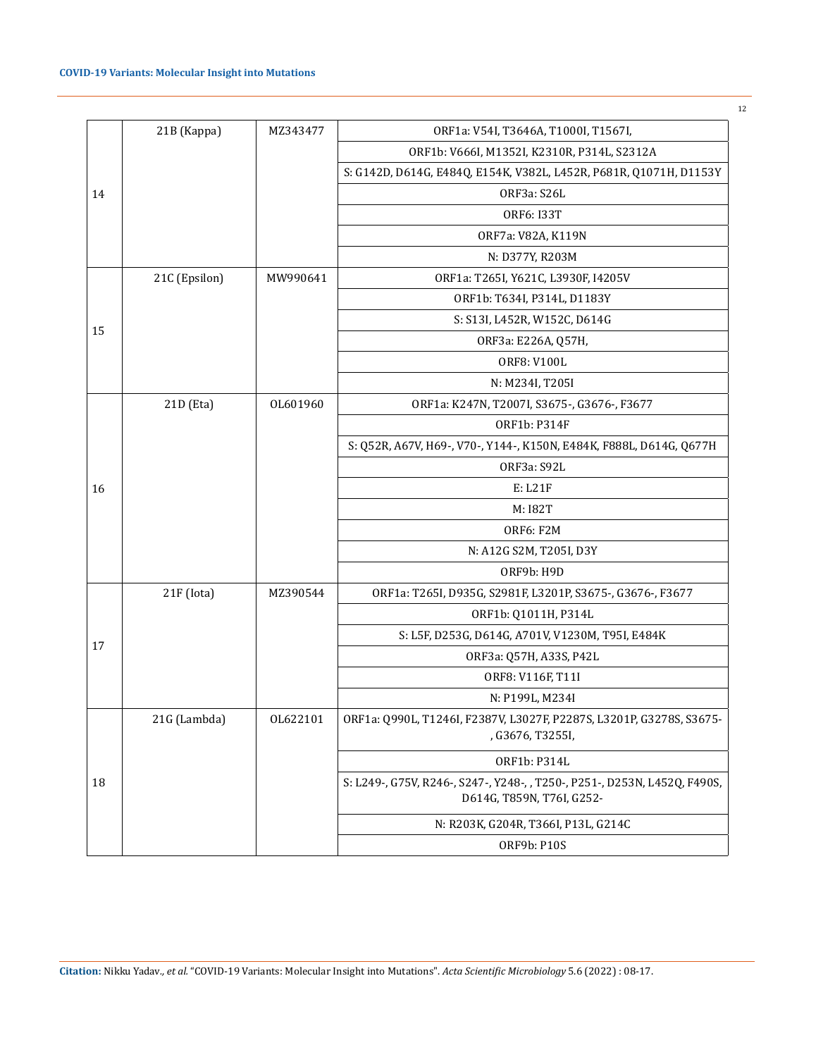| | | | |
|---|---|---|---|
| 14 | 21B (Kappa) | MZ343477 | ORF1a: V54I, T3646A, T1000I, T1567I, |
| | | | ORF1b: V666I, M1352I, K2310R, P314L, S2312A |
| | | | S: G142D, D614G, E484Q, E154K, V382L, L452R, P681R, Q1071H, D1153Y |
| | | | ORF3a: S26L |
| | | | ORF6: I33T |
| | | | ORF7a: V82A, K119N |
| | | | N: D377Y, R203M |
| 15 | 21C (Epsilon) | MW990641 | ORF1a: T265I, Y621C, L3930F, I4205V |
| | | | ORF1b: T634I, P314L, D1183Y |
| | | | S: S13I, L452R, W152C, D614G |
| | | | ORF3a: E226A, Q57H, |
| | | | ORF8: V100L |
| | | | N: M234I, T205I |
| 16 | 21D (Eta) | OL601960 | ORF1a: K247N, T2007I, S3675-, G3676-, F3677 |
| | | | ORF1b: P314F |
| | | | S: Q52R, A67V, H69-, V70-, Y144-, K150N, E484K, F888L, D614G, Q677H |
| | | | ORF3a: S92L |
| | | | E: L21F |
| | | | M: I82T |
| | | | ORF6: F2M |
| | | | N: A12G S2M, T205I, D3Y |
| | | | ORF9b: H9D |
| 17 | 21F (Iota) | MZ390544 | ORF1a: T265I, D935G, S2981F, L3201P, S3675-, G3676-, F3677 |
| | | | ORF1b: Q1011H, P314L |
| | | | S: L5F, D253G, D614G, A701V, V1230M, T95I, E484K |
| | | | ORF3a: Q57H, A33S, P42L |
| | | | ORF8: V116F, T11I |
| | | | N: P199L, M234I |
| 18 | 21G (Lambda) | OL622101 | ORF1a: Q990L, T1246I, F2387V, L3027F, P2287S, L3201P, G3278S, S3675-, G3676, T3255I, |
| | | | ORF1b: P314L |
| | | | S: L249-, G75V, R246-, S247-, Y248-, , T250-, P251-, D253N, L452Q, F490S, D614G, T859N, T76I, G252- |
| | | | N: R203K, G204R, T366I, P13L, G214C |
| | | | ORF9b: P10S |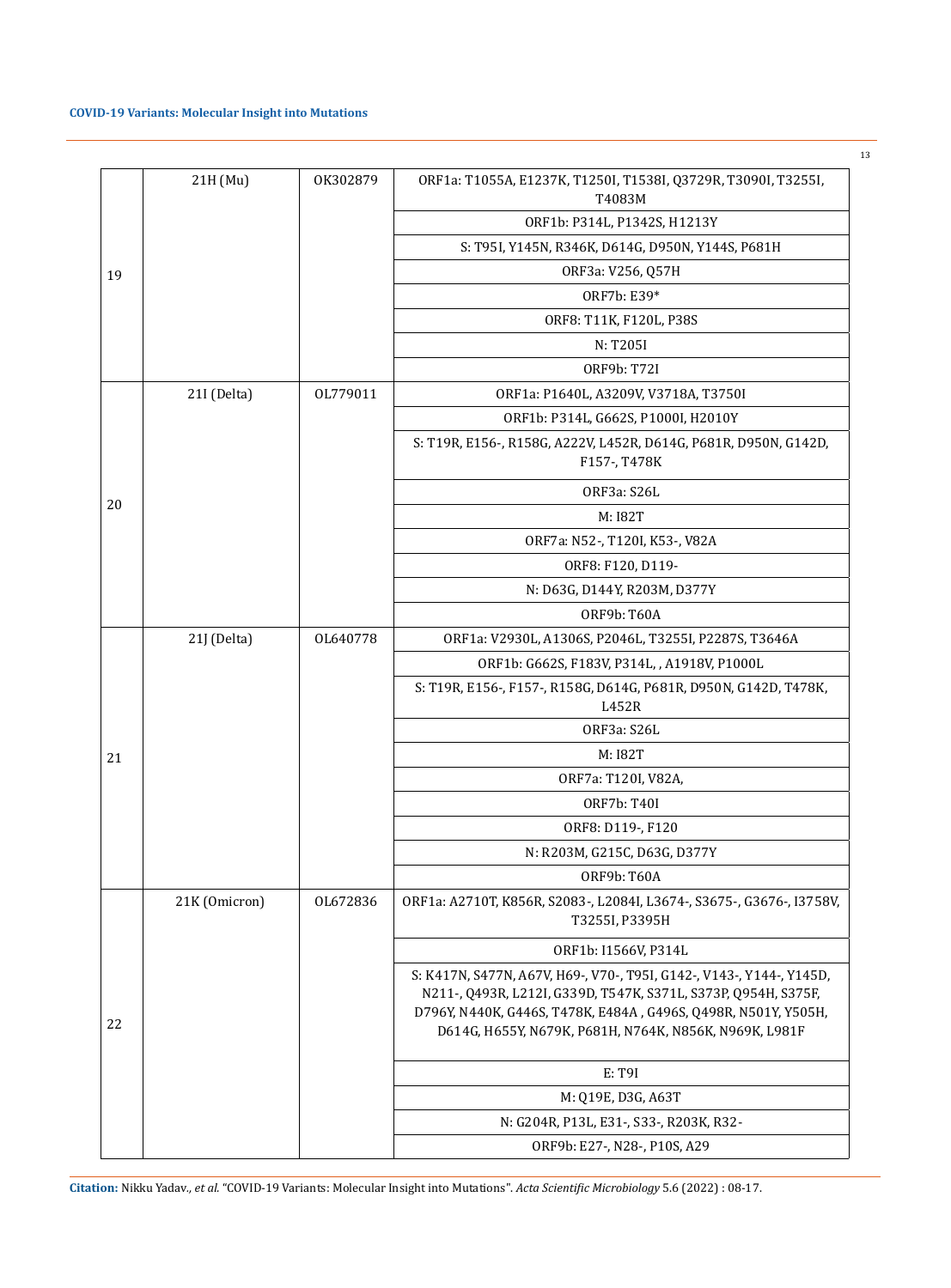| 19 | 21H (Mu) | OK302879 | ORF1a: T1055A, E1237K, T1250I, T1538I, Q3729R, T3090I, T3255I, T4083M |
|---|---|---|---|
| | | | ORF1b: P314L, P1342S, H1213Y |
| | | | S: T95I, Y145N, R346K, D614G, D950N, Y144S, P681H |
| | | | ORF3a: V256, Q57H |
| | | | ORF7b: E39* |
| | | | ORF8: T11K, F120L, P38S |
| | | | N: T205I |
| | | | ORF9b: T72I |
| 20 | 21I (Delta) | OL779011 | ORF1a: P1640L, A3209V, V3718A, T3750I |
| | | | ORF1b: P314L, G662S, P1000I, H2010Y |
| | | | S: T19R, E156-, R158G, A222V, L452R, D614G, P681R, D950N, G142D, F157-, T478K |
| | | | ORF3a: S26L |
| | | | M: I82T |
| | | | ORF7a: N52-, T120I, K53-, V82A |
| | | | ORF8: F120, D119- |
| | | | N: D63G, D144Y, R203M, D377Y |
| | | | ORF9b: T60A |
| 21 | 21J (Delta) | OL640778 | ORF1a: V2930L, A1306S, P2046L, T3255I, P2287S, T3646A |
| | | | ORF1b: G662S, F183V, P314L, , A1918V, P1000L |
| | | | S: T19R, E156-, F157-, R158G, D614G, P681R, D950N, G142D, T478K, L452R |
| | | | ORF3a: S26L |
| | | | M: I82T |
| | | | ORF7a: T120I, V82A, |
| | | | ORF7b: T40I |
| | | | ORF8: D119-, F120 |
| | | | N: R203M, G215C, D63G, D377Y |
| | | | ORF9b: T60A |
| 22 | 21K (Omicron) | OL672836 | ORF1a: A2710T, K856R, S2083-, L2084I, L3674-, S3675-, G3676-, I3758V, T3255I, P3395H |
| | | | ORF1b: I1566V, P314L |
| | | | S: K417N, S477N, A67V, H69-, V70-, T95I, G142-, V143-, Y144-, Y145D, N211-, Q493R, L212I, G339D, T547K, S371L, S373P, Q954H, S375F, D796Y, N440K, G446S, T478K, E484A , G496S, Q498R, N501Y, Y505H, D614G, H655Y, N679K, P681H, N764K, N856K, N969K, L981F |
| | | | E: T9I |
| | | | M: Q19E, D3G, A63T |
| | | | N: G204R, P13L, E31-, S33-, R203K, R32- |
| | | | ORF9b: E27-, N28-, P10S, A29 |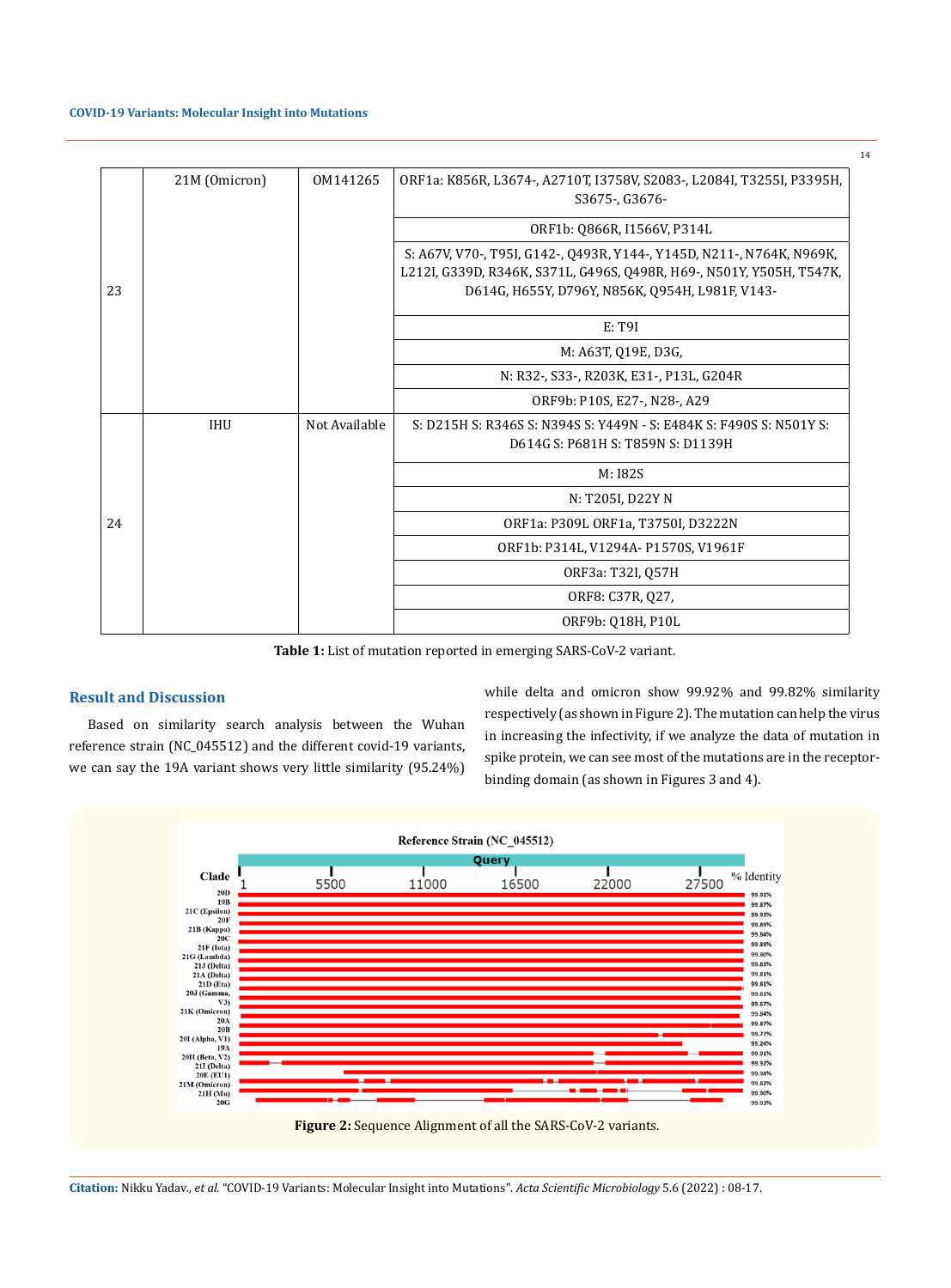| | | | |
|---|---|---|---|
| 23 | 21M (Omicron) | OM141265 | ORF1a: K856R, L3674-, A2710T, I3758V, S2083-, L2084I, T3255I, P3395H, S3675-, G3676- |
| | | | ORF1b: Q866R, I1566V, P314L |
| | | | S: A67V, V70-, T95I, G142-, Q493R, Y144-, Y145D, N211-, N764K, N969K, L212I, G339D, R346K, S371L, G496S, Q498R, H69-, N501Y, Y505H, T547K, D614G, H655Y, D796Y, N856K, Q954H, L981F, V143- |
| | | | E: T9I |
| | | | M: A63T, Q19E, D3G, |
| | | | N: R32-, S33-, R203K, E31-, P13L, G204R |
| | | | ORF9b: P10S, E27-, N28-, A29 |
| 24 | IHU | Not Available | S: D215H S: R346S S: N394S S: Y449N - S: E484K S: F490S S: N501Y S: D614G S: P681H S: T859N S: D1139H |
| | | | M: I82S |
| | | | N: T205I, D22Y N |
| | | | ORF1a: P309L ORF1a, T3750I, D3222N |
| | | | ORF1b: P314L, V1294A- P1570S, V1961F |
| | | | ORF3a: T32I, Q57H |
| | | | ORF8: C37R, Q27, |
| | | | ORF9b: Q18H, P10L |

**Table 1:** List of mutation reported in emerging SARS-CoV-2 variant.

## Result and Discussion

Based on similarity search analysis between the Wuhan reference strain (NC_045512) and the different covid-19 variants, we can say the 19A variant shows very little similarity (95.24%) while delta and omicron show 99.92% and 99.82% similarity respectively (as shown in Figure 2). The mutation can help the virus in increasing the infectivity, if we analyze the data of mutation in spike protein, we can see most of the mutations are in the receptor-binding domain (as shown in Figures 3 and 4).

**Figure 2:** Sequence Alignment of all the SARS-CoV-2 variants.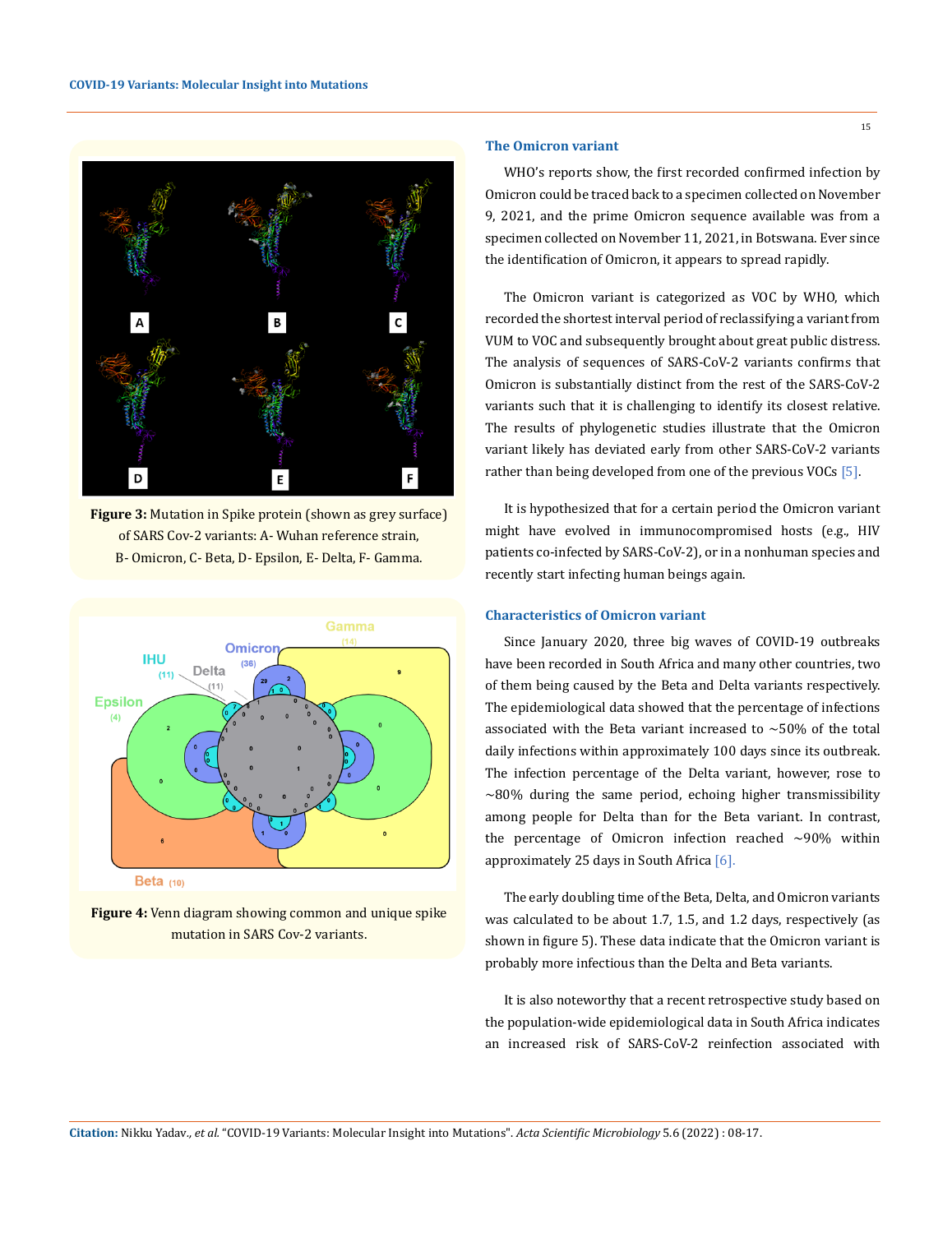Figure 3: Mutation in Spike protein (shown as grey surface) of SARS Cov-2 variants: A- Wuhan reference strain, B- Omicron, C- Beta, D- Epsilon, E- Delta, F- Gamma.

Figure 4: Venn diagram showing common and unique spike mutation in SARS Cov-2 variants.

### The Omicron variant

WHO's reports show, the first recorded confirmed infection by Omicron could be traced back to a specimen collected on November 9, 2021, and the prime Omicron sequence available was from a specimen collected on November 11, 2021, in Botswana. Ever since the identification of Omicron, it appears to spread rapidly.

The Omicron variant is categorized as VOC by WHO, which recorded the shortest interval period of reclassifying a variant from VUM to VOC and subsequently brought about great public distress. The analysis of sequences of SARS-CoV-2 variants confirms that Omicron is substantially distinct from the rest of the SARS-CoV-2 variants such that it is challenging to identify its closest relative. The results of phylogenetic studies illustrate that the Omicron variant likely has deviated early from other SARS-CoV-2 variants rather than being developed from one of the previous VOCs [5].

It is hypothesized that for a certain period the Omicron variant might have evolved in immunocompromised hosts (e.g., HIV patients co-infected by SARS-CoV-2), or in a nonhuman species and recently start infecting human beings again.

### Characteristics of Omicron variant

Since January 2020, three big waves of COVID-19 outbreaks have been recorded in South Africa and many other countries, two of them being caused by the Beta and Delta variants respectively. The epidemiological data showed that the percentage of infections associated with the Beta variant increased to ~50% of the total daily infections within approximately 100 days since its outbreak. The infection percentage of the Delta variant, however, rose to ~80% during the same period, echoing higher transmissibility among people for Delta than for the Beta variant. In contrast, the percentage of Omicron infection reached ~90% within approximately 25 days in South Africa [6].

The early doubling time of the Beta, Delta, and Omicron variants was calculated to be about 1.7, 1.5, and 1.2 days, respectively (as shown in figure 5). These data indicate that the Omicron variant is probably more infectious than the Delta and Beta variants.

It is also noteworthy that a recent retrospective study based on the population-wide epidemiological data in South Africa indicates an increased risk of SARS-CoV-2 reinfection associated with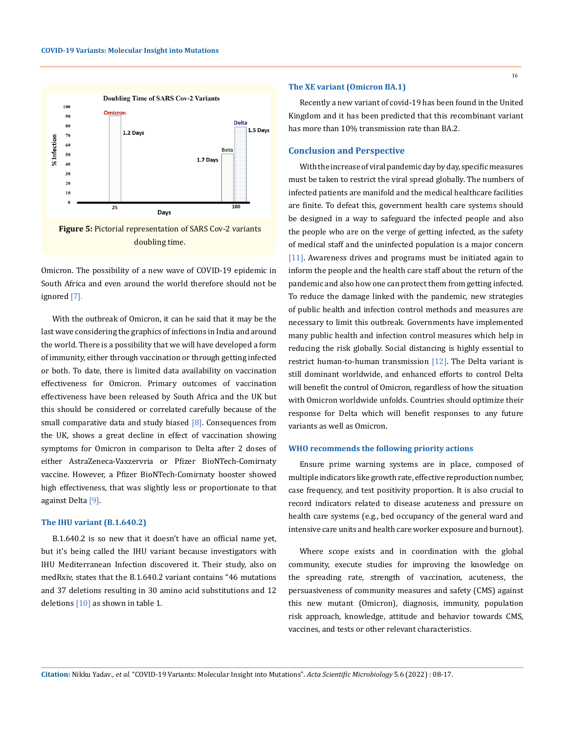Figure 5: Pictorial representation of SARS Cov-2 variants doubling time.

Omicron. The possibility of a new wave of COVID-19 epidemic in South Africa and even around the world therefore should not be ignored [7].

With the outbreak of Omicron, it can be said that it may be the last wave considering the graphics of infections in India and around the world. There is a possibility that we will have developed a form of immunity, either through vaccination or through getting infected or both. To date, there is limited data availability on vaccination effectiveness for Omicron. Primary outcomes of vaccination effectiveness have been released by South Africa and the UK but this should be considered or correlated carefully because of the small comparative data and study biased [8]. Consequences from the UK, shows a great decline in effect of vaccination showing symptoms for Omicron in comparison to Delta after 2 doses of either AstraZeneca-Vaxzervria or Pfizer BioNTech-Comirnaty vaccine. However, a Pfizer BioNTech-Comirnaty booster showed high effectiveness, that was slightly less or proportionate to that against Delta [9].

### The IHU variant (B.1.640.2)

B.1.640.2 is so new that it doesn't have an official name yet, but it's being called the IHU variant because investigators with IHU Mediterranean Infection discovered it. Their study, also on medRxiv, states that the B.1.640.2 variant contains "46 mutations and 37 deletions resulting in 30 amino acid substitutions and 12 deletions [10] as shown in table 1.

### The XE variant (Omicron BA.1)

Recently a new variant of covid-19 has been found in the United Kingdom and it has been predicted that this recombinant variant has more than 10% transmission rate than BA.2.

## Conclusion and Perspective

With the increase of viral pandemic day by day, specific measures must be taken to restrict the viral spread globally. The numbers of infected patients are manifold and the medical healthcare facilities are finite. To defeat this, government health care systems should be designed in a way to safeguard the infected people and also the people who are on the verge of getting infected, as the safety of medical staff and the uninfected population is a major concern [11]. Awareness drives and programs must be initiated again to inform the people and the health care staff about the return of the pandemic and also how one can protect them from getting infected. To reduce the damage linked with the pandemic, new strategies of public health and infection control methods and measures are necessary to limit this outbreak. Governments have implemented many public health and infection control measures which help in reducing the risk globally. Social distancing is highly essential to restrict human-to-human transmission [12]. The Delta variant is still dominant worldwide, and enhanced efforts to control Delta will benefit the control of Omicron, regardless of how the situation with Omicron worldwide unfolds. Countries should optimize their response for Delta which will benefit responses to any future variants as well as Omicron.

### WHO recommends the following priority actions

Ensure prime warning systems are in place, composed of multiple indicators like growth rate, effective reproduction number, case frequency, and test positivity proportion. It is also crucial to record indicators related to disease acuteness and pressure on health care systems (e.g., bed occupancy of the general ward and intensive care units and health care worker exposure and burnout).

Where scope exists and in coordination with the global community, execute studies for improving the knowledge on the spreading rate, strength of vaccination, acuteness, the persuasiveness of community measures and safety (CMS) against this new mutant (Omicron), diagnosis, immunity, population risk approach, knowledge, attitude and behavior towards CMS, vaccines, and tests or other relevant characteristics.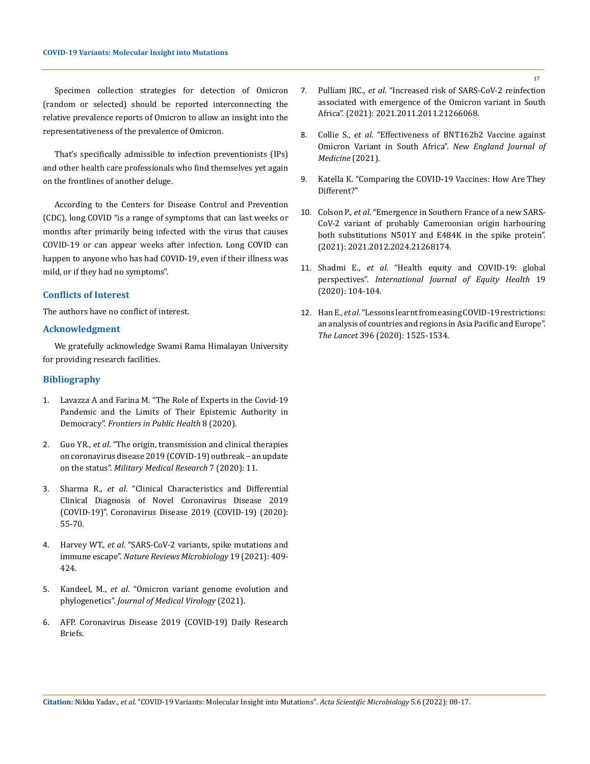Specimen collection strategies for detection of Omicron (random or selected) should be reported interconnecting the relative prevalence reports of Omicron to allow an insight into the representativeness of the prevalence of Omicron.

That's specifically admissible to infection preventionists (IPs) and other health care professionals who find themselves yet again on the frontlines of another deluge.

According to the Centers for Disease Control and Prevention (CDC), long COVID "is a range of symptoms that can last weeks or months after primarily being infected with the virus that causes COVID-19 or can appear weeks after infection. Long COVID can happen to anyone who has had COVID-19, even if their illness was mild, or if they had no symptoms".

## Conflicts of Interest

The authors have no conflict of interest.

## Acknowledgment

We gratefully acknowledge Swami Rama Himalayan University for providing research facilities.

## Bibliography

1. Lavazza A and Farina M. "The Role of Experts in the Covid-19 Pandemic and the Limits of Their Epistemic Authority in Democracy". *Frontiers in Public Health* 8 (2020).
2. Guo YR., *et al*. "The origin, transmission and clinical therapies on coronavirus disease 2019 (COVID-19) outbreak – an update on the status". *Military Medical Research* 7 (2020): 11.
3. Sharma R., *et al*. "Clinical Characteristics and Differential Clinical Diagnosis of Novel Coronavirus Disease 2019 (COVID-19)". Coronavirus Disease 2019 (COVID-19) (2020): 55-70.
4. Harvey WT., *et al*. "SARS-CoV-2 variants, spike mutations and immune escape". *Nature Reviews Microbiology* 19 (2021): 409-424.
5. Kandeel, M., *et al*. "Omicron variant genome evolution and phylogenetics". *Journal of Medical Virology* (2021).
6. AFP. Coronavirus Disease 2019 (COVID-19) Daily Research Briefs.
7. Pulliam JRC., *et al*. "Increased risk of SARS-CoV-2 reinfection associated with emergence of the Omicron variant in South Africa". (2021): 2021.2011.2011.21266068.
8. Collie S., *et al*. "Effectiveness of BNT162b2 Vaccine against Omicron Variant in South Africa". *New England Journal of Medicine* (2021).
9. Katella K. "Comparing the COVID-19 Vaccines: How Are They Different?"
10. Colson P., *et al*. "Emergence in Southern France of a new SARS-CoV-2 variant of probably Cameroonian origin harbouring both substitutions N501Y and E484K in the spike protein". (2021): 2021.2012.2024.21268174.
11. Shadmi E., *et al*. "Health equity and COVID-19: global perspectives". *International Journal of Equity Health* 19 (2020): 104-104.
12. Han E., *et al*. "Lessons learnt from easing COVID-19 restrictions: an analysis of countries and regions in Asia Pacific and Europe". *The Lancet* 396 (2020): 1525-1534.